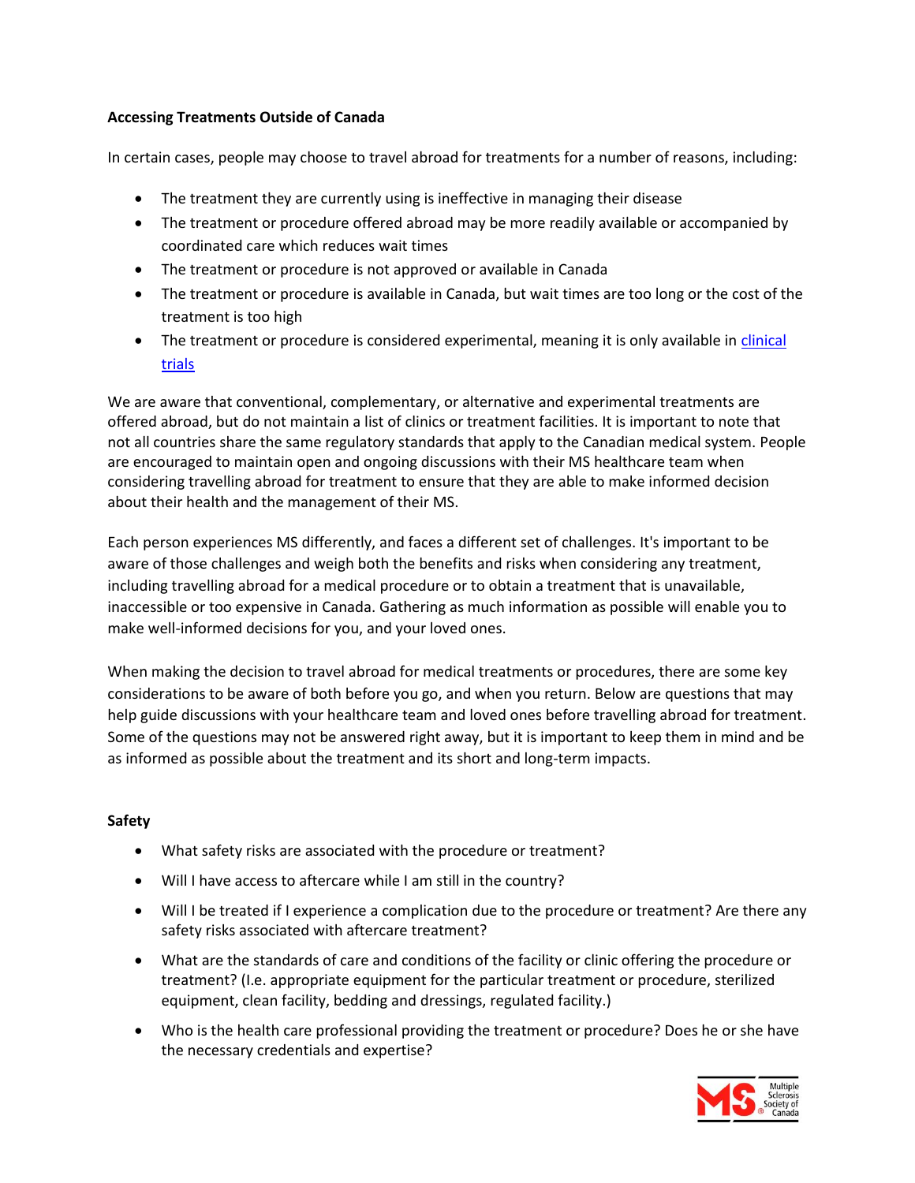## Accessing Treatments Outside of Canada

In certain cases, people may choose to travel abroad for treatments for a number of reasons, including:

- The treatment they are currently using is ineffective in managing their disease
- The treatment or procedure offered abroad may be more readily available or accompanied by coordinated care which reduces wait times
- The treatment or procedure is not approved or available in Canada
- The treatment or procedure is available in Canada, but wait times are too long or the cost of the treatment is too high
- The treatment or procedure is considered experimental, meaning it is only available in [clinical trials]

We are aware that conventional, complementary, or alternative and experimental treatments are offered abroad, but do not maintain a list of clinics or treatment facilities. It is important to note that not all countries share the same regulatory standards that apply to the Canadian medical system. People are encouraged to maintain open and ongoing discussions with their MS healthcare team when considering travelling abroad for treatment to ensure that they are able to make informed decision about their health and the management of their MS.

Each person experiences MS differently, and faces a different set of challenges. It's important to be aware of those challenges and weigh both the benefits and risks when considering any treatment, including travelling abroad for a medical procedure or to obtain a treatment that is unavailable, inaccessible or too expensive in Canada. Gathering as much information as possible will enable you to make well-informed decisions for you, and your loved ones.

When making the decision to travel abroad for medical treatments or procedures, there are some key considerations to be aware of both before you go, and when you return. Below are questions that may help guide discussions with your healthcare team and loved ones before travelling abroad for treatment. Some of the questions may not be answered right away, but it is important to keep them in mind and be as informed as possible about the treatment and its short and long-term impacts.

### Safety

- What safety risks are associated with the procedure or treatment?
- Will I have access to aftercare while I am still in the country?
- Will I be treated if I experience a complication due to the procedure or treatment? Are there any safety risks associated with aftercare treatment?
- What are the standards of care and conditions of the facility or clinic offering the procedure or treatment? (I.e. appropriate equipment for the particular treatment or procedure, sterilized equipment, clean facility, bedding and dressings, regulated facility.)
- Who is the health care professional providing the treatment or procedure? Does he or she have the necessary credentials and expertise?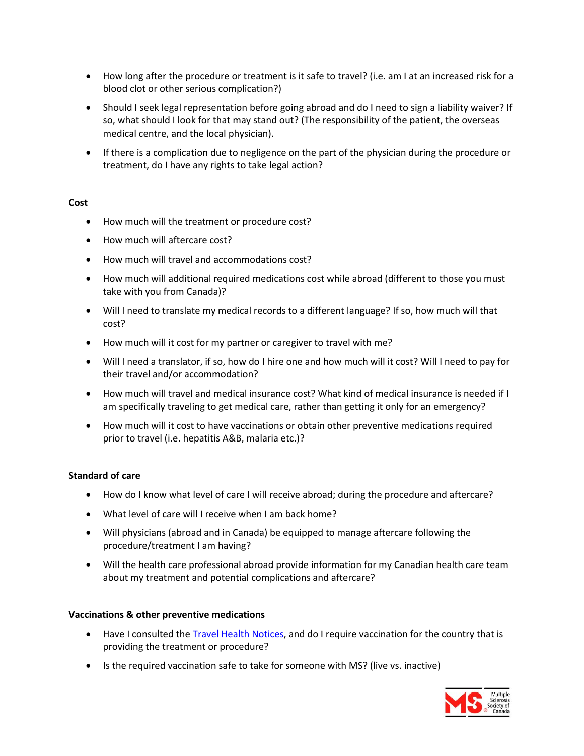- How long after the procedure or treatment is it safe to travel? (i.e. am I at an increased risk for a blood clot or other serious complication?)
- Should I seek legal representation before going abroad and do I need to sign a liability waiver? If so, what should I look for that may stand out? (The responsibility of the patient, the overseas medical centre, and the local physician).
- If there is a complication due to negligence on the part of the physician during the procedure or treatment, do I have any rights to take legal action?

**Cost**

- How much will the treatment or procedure cost?
- How much will aftercare cost?
- How much will travel and accommodations cost?
- How much will additional required medications cost while abroad (different to those you must take with you from Canada)?
- Will I need to translate my medical records to a different language? If so, how much will that cost?
- How much will it cost for my partner or caregiver to travel with me?
- Will I need a translator, if so, how do I hire one and how much will it cost? Will I need to pay for their travel and/or accommodation?
- How much will travel and medical insurance cost? What kind of medical insurance is needed if I am specifically traveling to get medical care, rather than getting it only for an emergency?
- How much will it cost to have vaccinations or obtain other preventive medications required prior to travel (i.e. hepatitis A&B, malaria etc.)?

**Standard of care**

- How do I know what level of care I will receive abroad; during the procedure and aftercare?
- What level of care will I receive when I am back home?
- Will physicians (abroad and in Canada) be equipped to manage aftercare following the procedure/treatment I am having?
- Will the health care professional abroad provide information for my Canadian health care team about my treatment and potential complications and aftercare?

**Vaccinations & other preventive medications**

- Have I consulted the Travel Health Notices, and do I require vaccination for the country that is providing the treatment or procedure?
- Is the required vaccination safe to take for someone with MS? (live vs. inactive)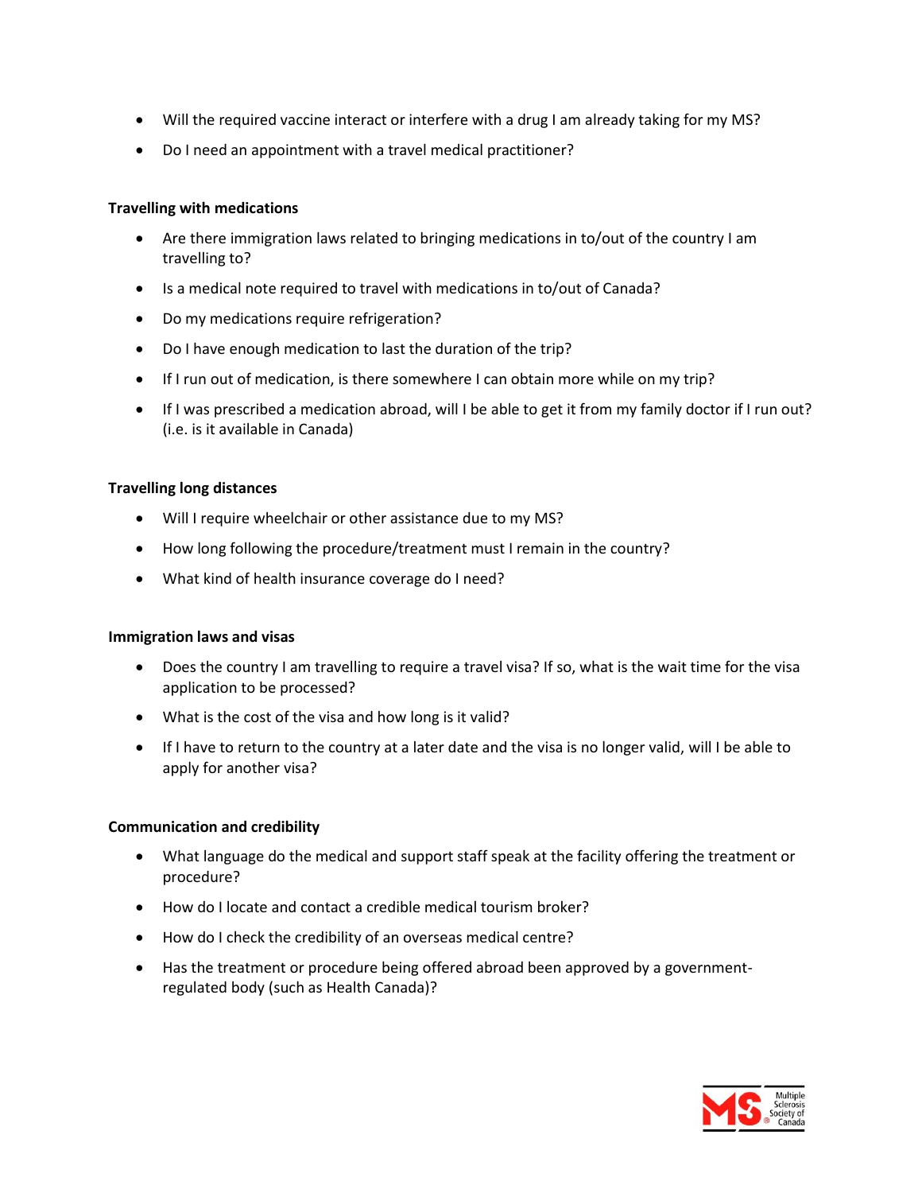- Will the required vaccine interact or interfere with a drug I am already taking for my MS?
- Do I need an appointment with a travel medical practitioner?

**Travelling with medications**

- Are there immigration laws related to bringing medications in to/out of the country I am travelling to?
- Is a medical note required to travel with medications in to/out of Canada?
- Do my medications require refrigeration?
- Do I have enough medication to last the duration of the trip?
- If I run out of medication, is there somewhere I can obtain more while on my trip?
- If I was prescribed a medication abroad, will I be able to get it from my family doctor if I run out? (i.e. is it available in Canada)

**Travelling long distances**

- Will I require wheelchair or other assistance due to my MS?
- How long following the procedure/treatment must I remain in the country?
- What kind of health insurance coverage do I need?

**Immigration laws and visas**

- Does the country I am travelling to require a travel visa? If so, what is the wait time for the visa application to be processed?
- What is the cost of the visa and how long is it valid?
- If I have to return to the country at a later date and the visa is no longer valid, will I be able to apply for another visa?

**Communication and credibility**

- What language do the medical and support staff speak at the facility offering the treatment or procedure?
- How do I locate and contact a credible medical tourism broker?
- How do I check the credibility of an overseas medical centre?
- Has the treatment or procedure being offered abroad been approved by a government-regulated body (such as Health Canada)?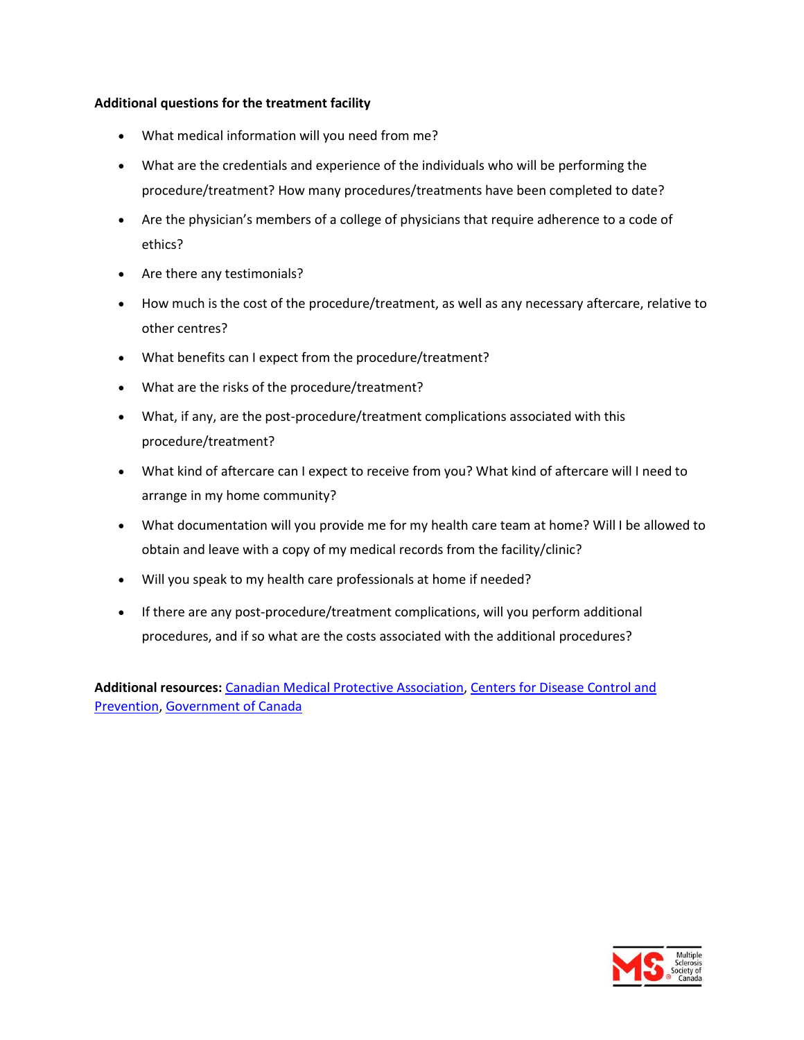**Additional questions for the treatment facility**

- What medical information will you need from me?
- What are the credentials and experience of the individuals who will be performing the procedure/treatment? How many procedures/treatments have been completed to date?
- Are the physician's members of a college of physicians that require adherence to a code of ethics?
- Are there any testimonials?
- How much is the cost of the procedure/treatment, as well as any necessary aftercare, relative to other centres?
- What benefits can I expect from the procedure/treatment?
- What are the risks of the procedure/treatment?
- What, if any, are the post-procedure/treatment complications associated with this procedure/treatment?
- What kind of aftercare can I expect to receive from you? What kind of aftercare will I need to arrange in my home community?
- What documentation will you provide me for my health care team at home? Will I be allowed to obtain and leave with a copy of my medical records from the facility/clinic?
- Will you speak to my health care professionals at home if needed?
- If there are any post-procedure/treatment complications, will you perform additional procedures, and if so what are the costs associated with the additional procedures?

**Additional resources:** Canadian Medical Protective Association, Centers for Disease Control and Prevention, Government of Canada